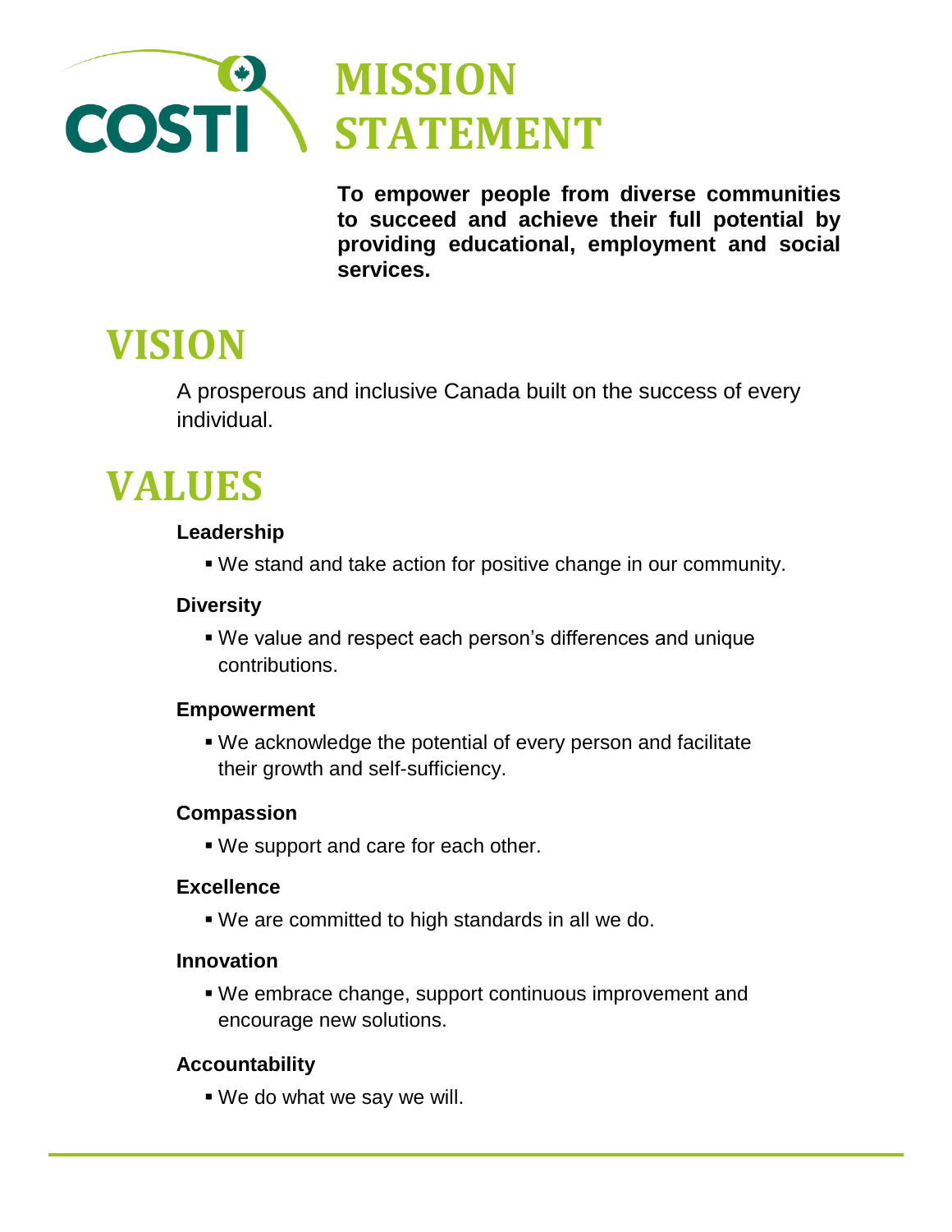COSTI

# MISSION STATEMENT

**To empower people from diverse communities to succeed and achieve their full potential by providing educational, employment and social services.**

# VISION

A prosperous and inclusive Canada built on the success of every individual.

# VALUES

**Leadership**

- We stand and take action for positive change in our community.

**Diversity**

- We value and respect each person's differences and unique contributions.

**Empowerment**

- We acknowledge the potential of every person and facilitate their growth and self-sufficiency.

**Compassion**

- We support and care for each other.

**Excellence**

- We are committed to high standards in all we do.

**Innovation**

- We embrace change, support continuous improvement and encourage new solutions.

**Accountability**

- We do what we say we will.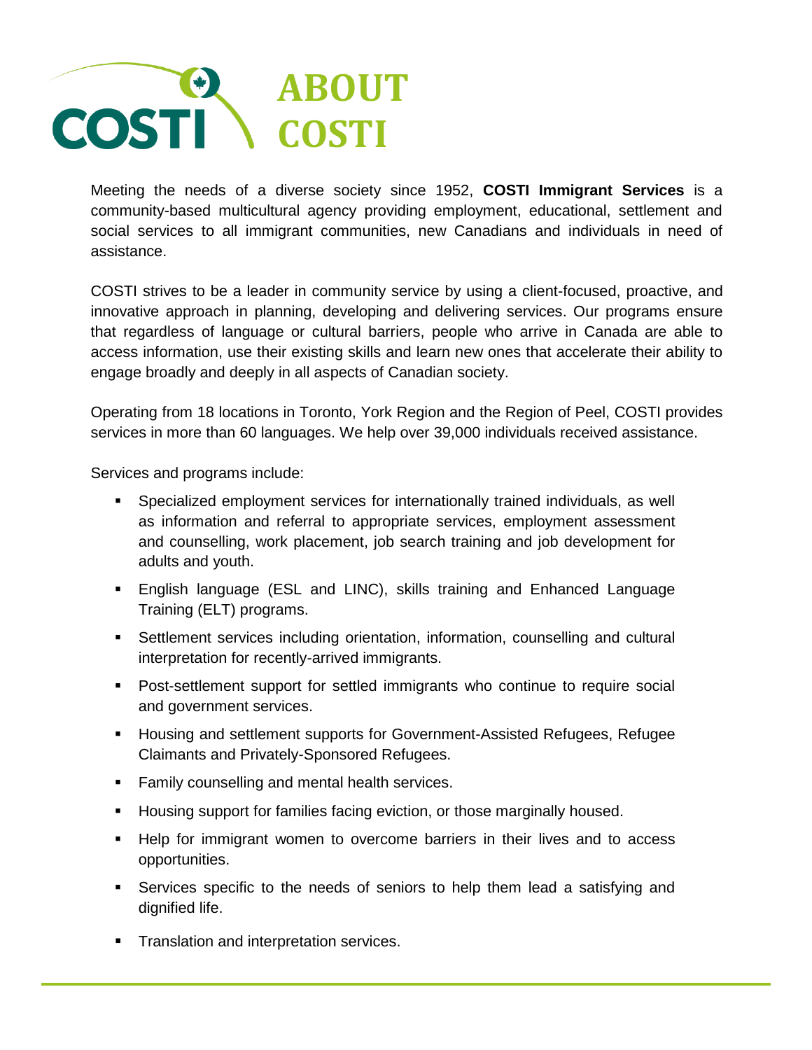# ABOUT COSTI

Meeting the needs of a diverse society since 1952, **COSTI Immigrant Services** is a community-based multicultural agency providing employment, educational, settlement and social services to all immigrant communities, new Canadians and individuals in need of assistance.

COSTI strives to be a leader in community service by using a client-focused, proactive, and innovative approach in planning, developing and delivering services. Our programs ensure that regardless of language or cultural barriers, people who arrive in Canada are able to access information, use their existing skills and learn new ones that accelerate their ability to engage broadly and deeply in all aspects of Canadian society.

Operating from 18 locations in Toronto, York Region and the Region of Peel, COSTI provides services in more than 60 languages. We help over 39,000 individuals received assistance.

Services and programs include:

- Specialized employment services for internationally trained individuals, as well as information and referral to appropriate services, employment assessment and counselling, work placement, job search training and job development for adults and youth.
- English language (ESL and LINC), skills training and Enhanced Language Training (ELT) programs.
- Settlement services including orientation, information, counselling and cultural interpretation for recently-arrived immigrants.
- Post-settlement support for settled immigrants who continue to require social and government services.
- Housing and settlement supports for Government-Assisted Refugees, Refugee Claimants and Privately-Sponsored Refugees.
- Family counselling and mental health services.
- Housing support for families facing eviction, or those marginally housed.
- Help for immigrant women to overcome barriers in their lives and to access opportunities.
- Services specific to the needs of seniors to help them lead a satisfying and dignified life.
- Translation and interpretation services.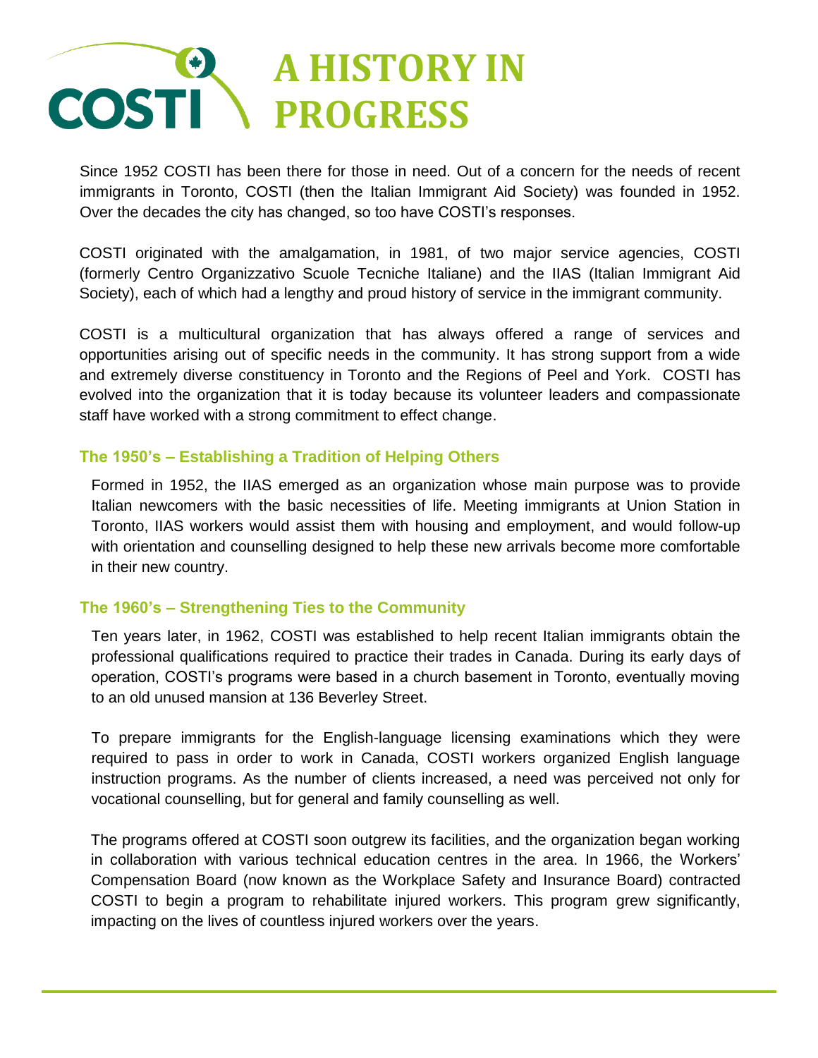# A HISTORY IN PROGRESS

Since 1952 COSTI has been there for those in need. Out of a concern for the needs of recent immigrants in Toronto, COSTI (then the Italian Immigrant Aid Society) was founded in 1952. Over the decades the city has changed, so too have COSTI's responses.

COSTI originated with the amalgamation, in 1981, of two major service agencies, COSTI (formerly Centro Organizzativo Scuole Tecniche Italiane) and the IIAS (Italian Immigrant Aid Society), each of which had a lengthy and proud history of service in the immigrant community.

COSTI is a multicultural organization that has always offered a range of services and opportunities arising out of specific needs in the community. It has strong support from a wide and extremely diverse constituency in Toronto and the Regions of Peel and York. COSTI has evolved into the organization that it is today because its volunteer leaders and compassionate staff have worked with a strong commitment to effect change.

## The 1950's – Establishing a Tradition of Helping Others

Formed in 1952, the IIAS emerged as an organization whose main purpose was to provide Italian newcomers with the basic necessities of life. Meeting immigrants at Union Station in Toronto, IIAS workers would assist them with housing and employment, and would follow-up with orientation and counselling designed to help these new arrivals become more comfortable in their new country.

## The 1960's – Strengthening Ties to the Community

Ten years later, in 1962, COSTI was established to help recent Italian immigrants obtain the professional qualifications required to practice their trades in Canada. During its early days of operation, COSTI's programs were based in a church basement in Toronto, eventually moving to an old unused mansion at 136 Beverley Street.

To prepare immigrants for the English-language licensing examinations which they were required to pass in order to work in Canada, COSTI workers organized English language instruction programs. As the number of clients increased, a need was perceived not only for vocational counselling, but for general and family counselling as well.

The programs offered at COSTI soon outgrew its facilities, and the organization began working in collaboration with various technical education centres in the area. In 1966, the Workers' Compensation Board (now known as the Workplace Safety and Insurance Board) contracted COSTI to begin a program to rehabilitate injured workers. This program grew significantly, impacting on the lives of countless injured workers over the years.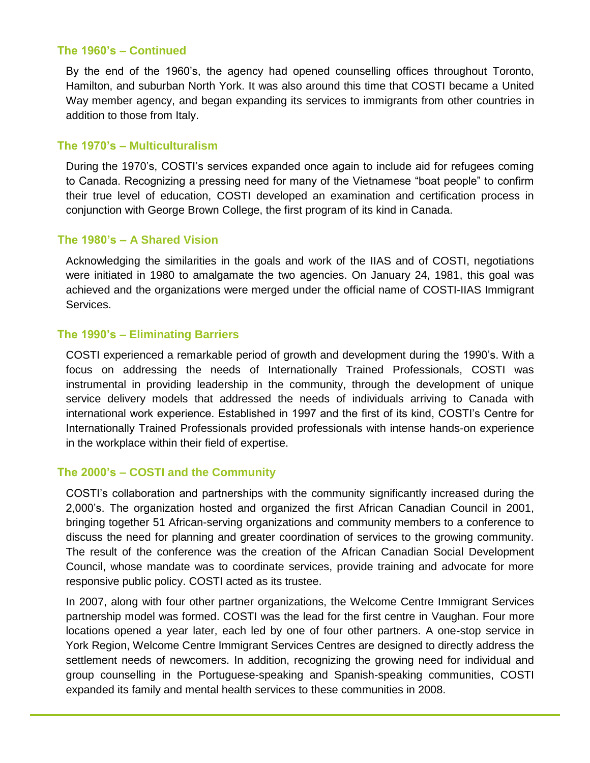### The 1960's – Continued

By the end of the 1960's, the agency had opened counselling offices throughout Toronto, Hamilton, and suburban North York. It was also around this time that COSTI became a United Way member agency, and began expanding its services to immigrants from other countries in addition to those from Italy.

### The 1970's – Multiculturalism

During the 1970's, COSTI's services expanded once again to include aid for refugees coming to Canada. Recognizing a pressing need for many of the Vietnamese "boat people" to confirm their true level of education, COSTI developed an examination and certification process in conjunction with George Brown College, the first program of its kind in Canada.

### The 1980's – A Shared Vision

Acknowledging the similarities in the goals and work of the IIAS and of COSTI, negotiations were initiated in 1980 to amalgamate the two agencies. On January 24, 1981, this goal was achieved and the organizations were merged under the official name of COSTI-IIAS Immigrant Services.

### The 1990's – Eliminating Barriers

COSTI experienced a remarkable period of growth and development during the 1990's. With a focus on addressing the needs of Internationally Trained Professionals, COSTI was instrumental in providing leadership in the community, through the development of unique service delivery models that addressed the needs of individuals arriving to Canada with international work experience. Established in 1997 and the first of its kind, COSTI's Centre for Internationally Trained Professionals provided professionals with intense hands-on experience in the workplace within their field of expertise.

### The 2000's – COSTI and the Community

COSTI's collaboration and partnerships with the community significantly increased during the 2,000's. The organization hosted and organized the first African Canadian Council in 2001, bringing together 51 African-serving organizations and community members to a conference to discuss the need for planning and greater coordination of services to the growing community. The result of the conference was the creation of the African Canadian Social Development Council, whose mandate was to coordinate services, provide training and advocate for more responsive public policy. COSTI acted as its trustee.

In 2007, along with four other partner organizations, the Welcome Centre Immigrant Services partnership model was formed. COSTI was the lead for the first centre in Vaughan. Four more locations opened a year later, each led by one of four other partners. A one-stop service in York Region, Welcome Centre Immigrant Services Centres are designed to directly address the settlement needs of newcomers. In addition, recognizing the growing need for individual and group counselling in the Portuguese-speaking and Spanish-speaking communities, COSTI expanded its family and mental health services to these communities in 2008.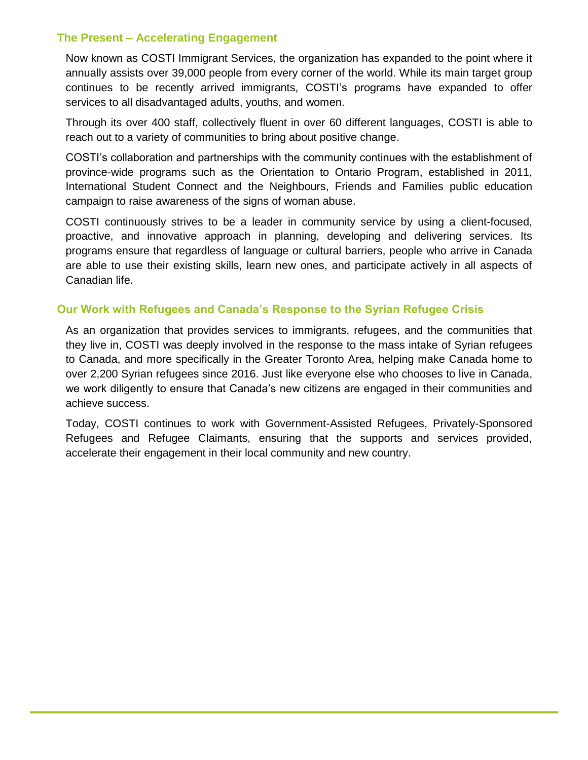## The Present – Accelerating Engagement

Now known as COSTI Immigrant Services, the organization has expanded to the point where it annually assists over 39,000 people from every corner of the world. While its main target group continues to be recently arrived immigrants, COSTI's programs have expanded to offer services to all disadvantaged adults, youths, and women.

Through its over 400 staff, collectively fluent in over 60 different languages, COSTI is able to reach out to a variety of communities to bring about positive change.

COSTI's collaboration and partnerships with the community continues with the establishment of province-wide programs such as the Orientation to Ontario Program, established in 2011, International Student Connect and the Neighbours, Friends and Families public education campaign to raise awareness of the signs of woman abuse.

COSTI continuously strives to be a leader in community service by using a client-focused, proactive, and innovative approach in planning, developing and delivering services. Its programs ensure that regardless of language or cultural barriers, people who arrive in Canada are able to use their existing skills, learn new ones, and participate actively in all aspects of Canadian life.

## Our Work with Refugees and Canada's Response to the Syrian Refugee Crisis

As an organization that provides services to immigrants, refugees, and the communities that they live in, COSTI was deeply involved in the response to the mass intake of Syrian refugees to Canada, and more specifically in the Greater Toronto Area, helping make Canada home to over 2,200 Syrian refugees since 2016. Just like everyone else who chooses to live in Canada, we work diligently to ensure that Canada's new citizens are engaged in their communities and achieve success.

Today, COSTI continues to work with Government-Assisted Refugees, Privately-Sponsored Refugees and Refugee Claimants, ensuring that the supports and services provided, accelerate their engagement in their local community and new country.